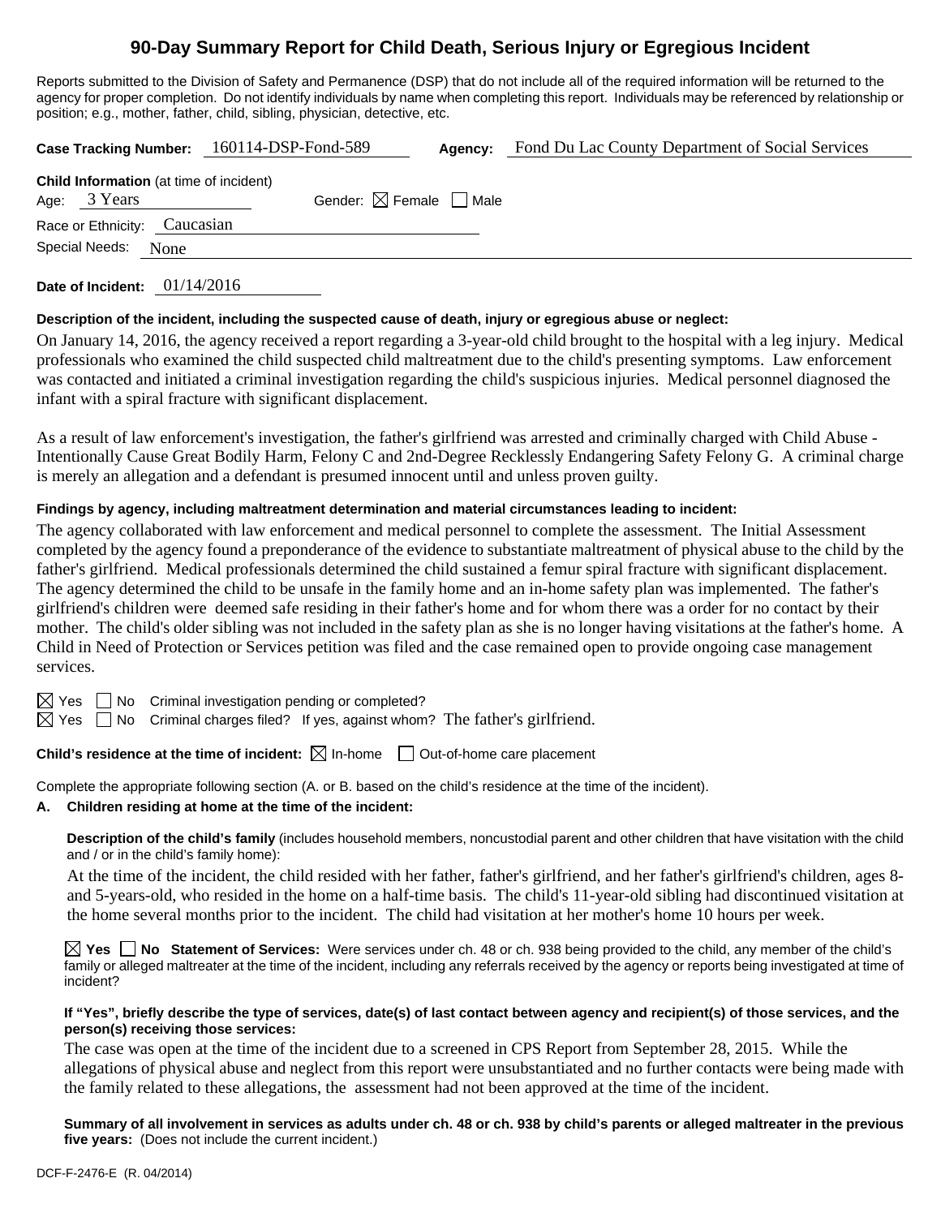# 90-Day Summary Report for Child Death, Serious Injury or Egregious Incident

Reports submitted to the Division of Safety and Permanence (DSP) that do not include all of the required information will be returned to the agency for proper completion. Do not identify individuals by name when completing this report. Individuals may be referenced by relationship or position; e.g., mother, father, child, sibling, physician, detective, etc.

**Case Tracking Number:** 160114-DSP-Fond-589 **Agency:** Fond Du Lac County Department of Social Services

**Child Information** (at time of incident)
Age: 3 Years Gender: ☒ Female ☐ Male
Race or Ethnicity: Caucasian
Special Needs: None

**Date of Incident:** 01/14/2016

**Description of the incident, including the suspected cause of death, injury or egregious abuse or neglect:**

On January 14, 2016, the agency received a report regarding a 3-year-old child brought to the hospital with a leg injury. Medical professionals who examined the child suspected child maltreatment due to the child's presenting symptoms. Law enforcement was contacted and initiated a criminal investigation regarding the child's suspicious injuries. Medical personnel diagnosed the infant with a spiral fracture with significant displacement.

As a result of law enforcement's investigation, the father's girlfriend was arrested and criminally charged with Child Abuse - Intentionally Cause Great Bodily Harm, Felony C and 2nd-Degree Recklessly Endangering Safety Felony G. A criminal charge is merely an allegation and a defendant is presumed innocent until and unless proven guilty.

**Findings by agency, including maltreatment determination and material circumstances leading to incident:**

The agency collaborated with law enforcement and medical personnel to complete the assessment. The Initial Assessment completed by the agency found a preponderance of the evidence to substantiate maltreatment of physical abuse to the child by the father's girlfriend. Medical professionals determined the child sustained a femur spiral fracture with significant displacement. The agency determined the child to be unsafe in the family home and an in-home safety plan was implemented. The father's girlfriend's children were deemed safe residing in their father's home and for whom there was a order for no contact by their mother. The child's older sibling was not included in the safety plan as she is no longer having visitations at the father's home. A Child in Need of Protection or Services petition was filed and the case remained open to provide ongoing case management services.

☒ Yes ☐ No Criminal investigation pending or completed?
☒ Yes ☐ No Criminal charges filed? If yes, against whom? The father's girlfriend.

**Child's residence at the time of incident:** ☒ In-home ☐ Out-of-home care placement

Complete the appropriate following section (A. or B. based on the child's residence at the time of the incident).

**A. Children residing at home at the time of the incident:**

**Description of the child's family** (includes household members, noncustodial parent and other children that have visitation with the child and / or in the child's family home):

At the time of the incident, the child resided with her father, father's girlfriend, and her father's girlfriend's children, ages 8- and 5-years-old, who resided in the home on a half-time basis. The child's 11-year-old sibling had discontinued visitation at the home several months prior to the incident. The child had visitation at her mother's home 10 hours per week.

☒ **Yes** ☐ **No Statement of Services:** Were services under ch. 48 or ch. 938 being provided to the child, any member of the child's family or alleged maltreater at the time of the incident, including any referrals received by the agency or reports being investigated at time of incident?

**If "Yes", briefly describe the type of services, date(s) of last contact between agency and recipient(s) of those services, and the person(s) receiving those services:**

The case was open at the time of the incident due to a screened in CPS Report from September 28, 2015. While the allegations of physical abuse and neglect from this report were unsubstantiated and no further contacts were being made with the family related to these allegations, the assessment had not been approved at the time of the incident.

**Summary of all involvement in services as adults under ch. 48 or ch. 938 by child's parents or alleged maltreater in the previous five years:** (Does not include the current incident.)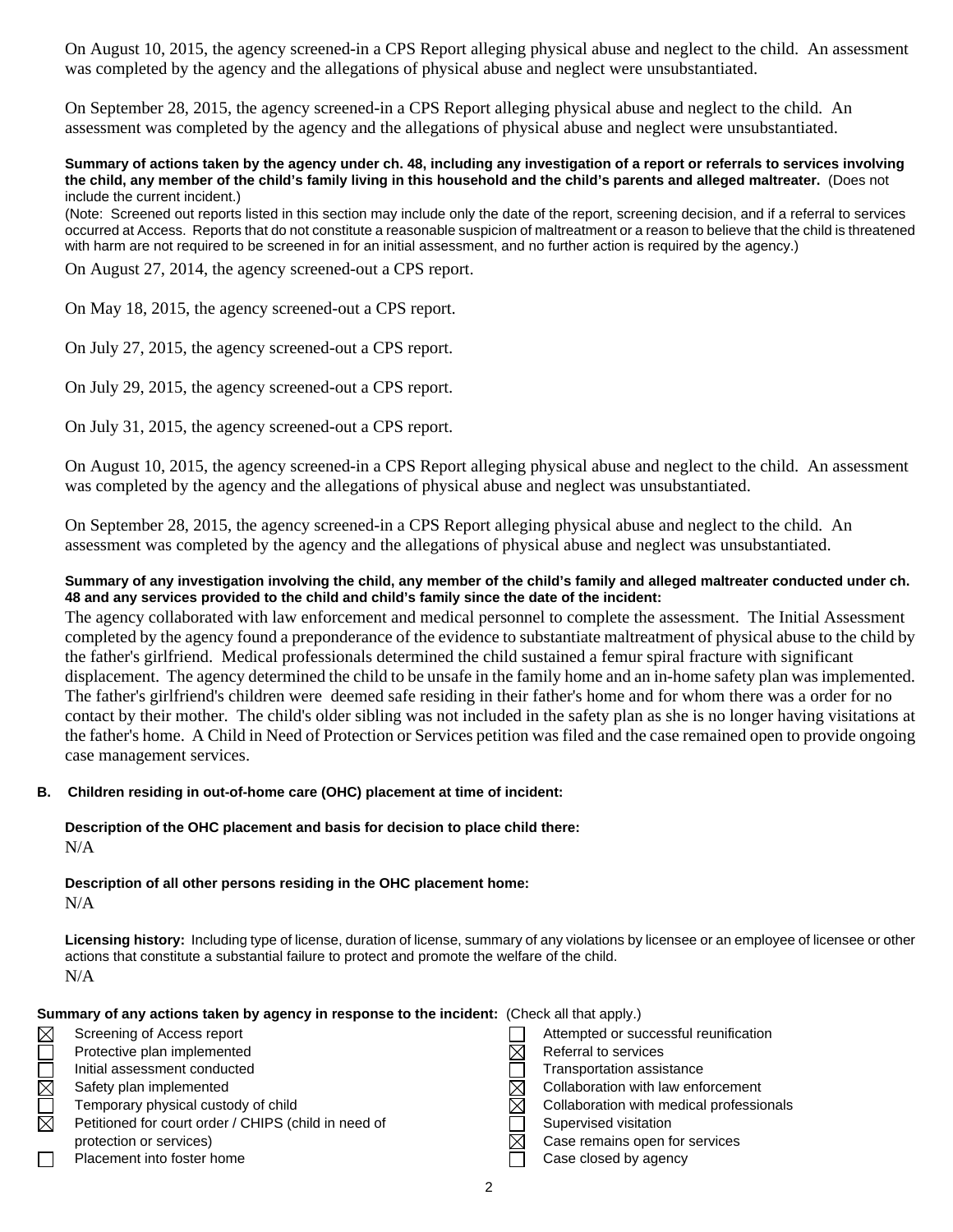On August 10, 2015, the agency screened-in a CPS Report alleging physical abuse and neglect to the child. An assessment was completed by the agency and the allegations of physical abuse and neglect were unsubstantiated.

On September 28, 2015, the agency screened-in a CPS Report alleging physical abuse and neglect to the child. An assessment was completed by the agency and the allegations of physical abuse and neglect were unsubstantiated.

**Summary of actions taken by the agency under ch. 48, including any investigation of a report or referrals to services involving the child, any member of the child's family living in this household and the child's parents and alleged maltreater.** (Does not include the current incident.)

(Note: Screened out reports listed in this section may include only the date of the report, screening decision, and if a referral to services occurred at Access. Reports that do not constitute a reasonable suspicion of maltreatment or a reason to believe that the child is threatened with harm are not required to be screened in for an initial assessment, and no further action is required by the agency.)

On August 27, 2014, the agency screened-out a CPS report.

On May 18, 2015, the agency screened-out a CPS report.

On July 27, 2015, the agency screened-out a CPS report.

On July 29, 2015, the agency screened-out a CPS report.

On July 31, 2015, the agency screened-out a CPS report.

On August 10, 2015, the agency screened-in a CPS Report alleging physical abuse and neglect to the child. An assessment was completed by the agency and the allegations of physical abuse and neglect was unsubstantiated.

On September 28, 2015, the agency screened-in a CPS Report alleging physical abuse and neglect to the child. An assessment was completed by the agency and the allegations of physical abuse and neglect was unsubstantiated.

**Summary of any investigation involving the child, any member of the child's family and alleged maltreater conducted under ch. 48 and any services provided to the child and child's family since the date of the incident:**

The agency collaborated with law enforcement and medical personnel to complete the assessment. The Initial Assessment completed by the agency found a preponderance of the evidence to substantiate maltreatment of physical abuse to the child by the father's girlfriend. Medical professionals determined the child sustained a femur spiral fracture with significant displacement. The agency determined the child to be unsafe in the family home and an in-home safety plan was implemented. The father's girlfriend's children were deemed safe residing in their father's home and for whom there was a order for no contact by their mother. The child's older sibling was not included in the safety plan as she is no longer having visitations at the father's home. A Child in Need of Protection or Services petition was filed and the case remained open to provide ongoing case management services.

**B. Children residing in out-of-home care (OHC) placement at time of incident:**

**Description of the OHC placement and basis for decision to place child there:**
N/A

**Description of all other persons residing in the OHC placement home:**
N/A

**Licensing history:** Including type of license, duration of license, summary of any violations by licensee or an employee of licensee or other actions that constitute a substantial failure to protect and promote the welfare of the child.
N/A

**Summary of any actions taken by agency in response to the incident:** (Check all that apply.)

- [x] Screening of Access report
- [ ] Protective plan implemented
- [ ] Initial assessment conducted
- [x] Safety plan implemented
- [ ] Temporary physical custody of child
- [x] Petitioned for court order / CHIPS (child in need of protection or services)
- [ ] Placement into foster home
- [ ] Attempted or successful reunification
- [x] Referral to services
- [ ] Transportation assistance
- [x] Collaboration with law enforcement
- [x] Collaboration with medical professionals
- [ ] Supervised visitation
- [x] Case remains open for services
- [ ] Case closed by agency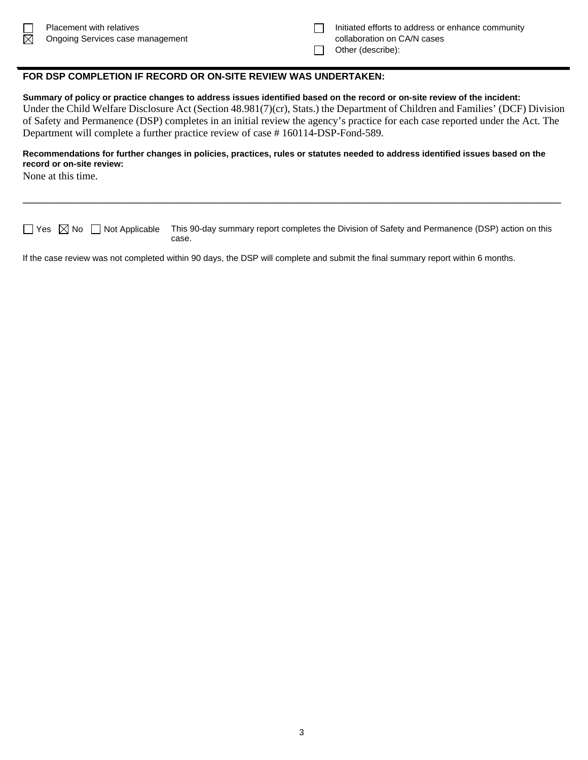☐ Placement with relatives
☒ Ongoing Services case management

☐ Initiated efforts to address or enhance community collaboration on CA/N cases
☐ Other (describe):

---

**FOR DSP COMPLETION IF RECORD OR ON-SITE REVIEW WAS UNDERTAKEN:**

**Summary of policy or practice changes to address issues identified based on the record or on-site review of the incident:**

Under the Child Welfare Disclosure Act (Section 48.981(7)(cr), Stats.) the Department of Children and Families' (DCF) Division of Safety and Permanence (DSP) completes in an initial review the agency's practice for each case reported under the Act. The Department will complete a further practice review of case # 160114-DSP-Fond-589.

**Recommendations for further changes in policies, practices, rules or statutes needed to address identified issues based on the record or on-site review:**

None at this time.

---

☐ Yes ☒ No ☐ Not Applicable This 90-day summary report completes the Division of Safety and Permanence (DSP) action on this case.

If the case review was not completed within 90 days, the DSP will complete and submit the final summary report within 6 months.